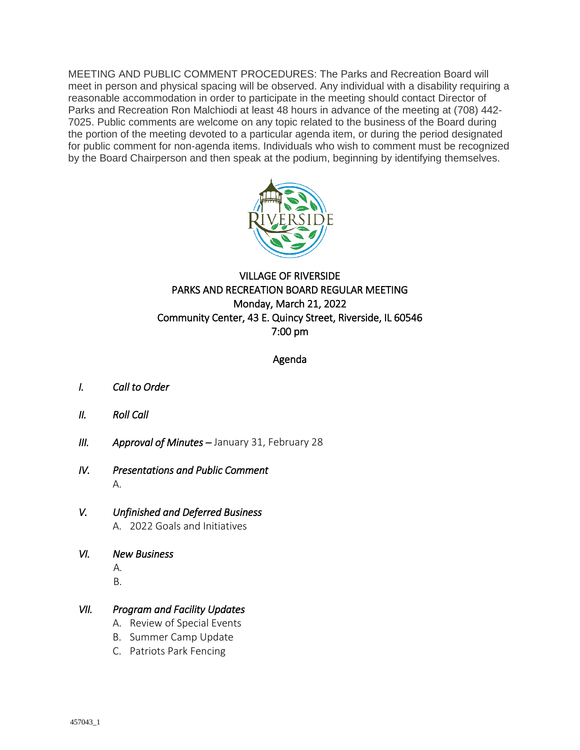MEETING AND PUBLIC COMMENT PROCEDURES: The Parks and Recreation Board will meet in person and physical spacing will be observed. Any individual with a disability requiring a reasonable accommodation in order to participate in the meeting should contact Director of Parks and Recreation Ron Malchiodi at least 48 hours in advance of the meeting at (708) 442-7025. Public comments are welcome on any topic related to the business of the Board during the portion of the meeting devoted to a particular agenda item, or during the period designated for public comment for non-agenda items. Individuals who wish to comment must be recognized by the Board Chairperson and then speak at the podium, beginning by identifying themselves.

VILLAGE OF RIVERSIDE
PARKS AND RECREATION BOARD REGULAR MEETING
Monday, March 21, 2022
Community Center, 43 E. Quincy Street, Riverside, IL 60546
7:00 pm

## Agenda

I. *Call to Order*

II. *Roll Call*

III. *Approval of Minutes* – January 31, February 28

IV. *Presentations and Public Comment*
   A.

V. *Unfinished and Deferred Business*
   A. 2022 Goals and Initiatives

VI. *New Business*
   A.
   B.

VII. *Program and Facility Updates*
   A. Review of Special Events
   B. Summer Camp Update
   C. Patriots Park Fencing

457043_1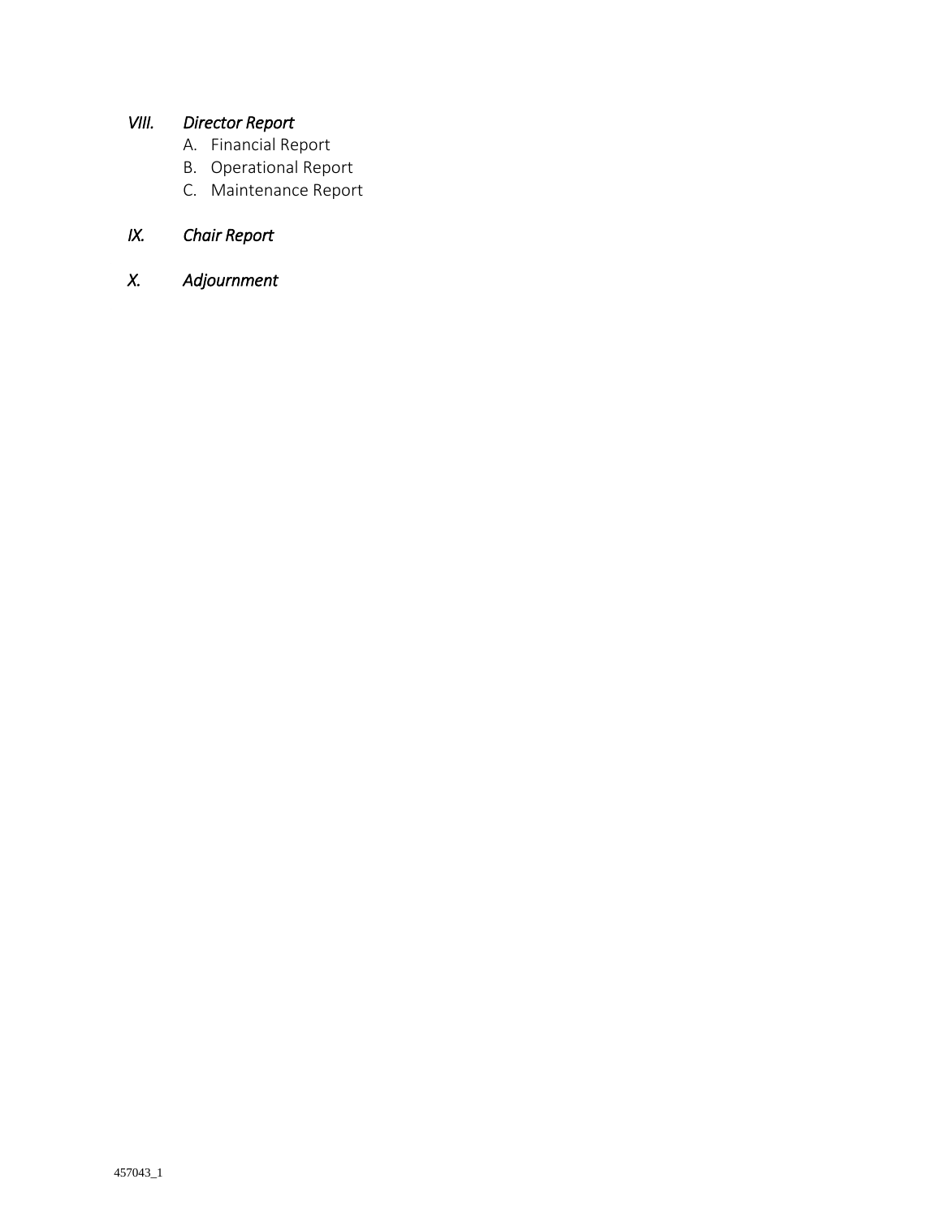*VIII. Director Report*

A. Financial Report
B. Operational Report
C. Maintenance Report

*IX. Chair Report*

*X. Adjournment*

457043_1